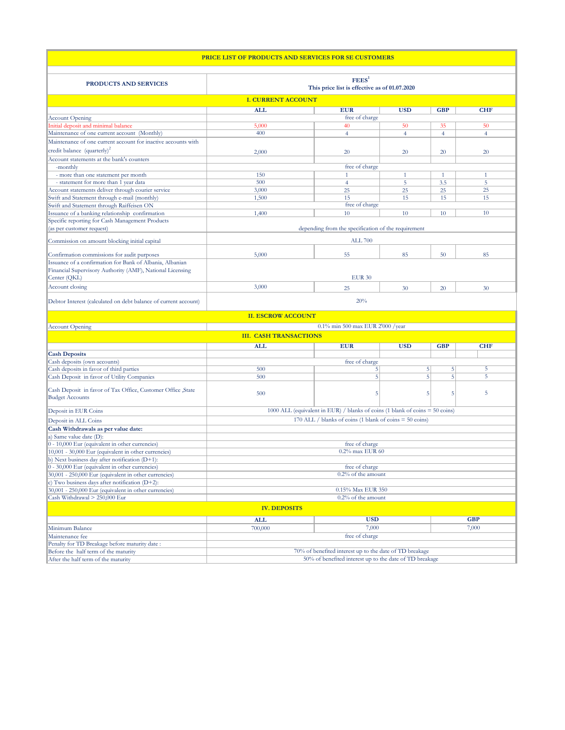# PRICE LIST OF PRODUCTS AND SERVICES FOR SE CUSTOMERS

| PRODUCTS AND SERVICES | FEES[1] This price list is effective as of 01.07.2020 | | | | |
|---|---|---|---|---|---|
| **I. CURRENT ACCOUNT** | | | | | |
| | **ALL** | **EUR** | **USD** | **GBP** | **CHF** |
| Account Opening | free of charge | | | | |
| Initial deposit and minimal balance | 5,000 | 40 | 50 | 35 | 50 |
| Maintenance of one current account (Monthly) | 400 | 4 | 4 | 4 | 4 |
| Maintenance of one current account for inactive accounts with credit balance (quarterly)[2] | 2,000 | 20 | 20 | 20 | 20 |
| Account statements at the bank's counters | | | | | |
| -monthly | free of charge | | | | |
| - more than one statement per month | 150 | 1 | 1 | 1 | 1 |
| - statement for more than 1 year data | 500 | 4 | 5 | 3.5 | 5 |
| Account statements deliver through courier service | 3,000 | 25 | 25 | 25 | 25 |
| Swift and Statement through e-mail (monthly) | 1,500 | 15 | 15 | 15 | 15 |
| Swift and Statement through Raiffeisen ON | free of charge | | | | |
| Issuance of a banking relationship confirmation | 1,400 | 10 | 10 | 10 | 10 |
| Specific reporting for Cash Management Products (as per customer request) | depending from the specification of the requirement | | | | |
| Commission on amount blocking initial capital | ALL 700 | | | | |
| Confirmation commissions for audit purposes | 5,000 | 55 | 85 | 50 | 85 |
| Issuance of a confirmation for Bank of Albania, Albanian Financial Supervisory Authority (AMF), National Licensing Center (QKL) | EUR 30 | | | | |
| Account closing | 3,000 | 25 | 30 | 20 | 30 |
| Debtor Interest (calculated on debt balance of current account) | 20% | | | | |
| **II. ESCROW ACCOUNT** | | | | | |
| Account Opening | 0.1% min 500 max EUR 2'000 /year | | | | |
| **III. CASH TRANSACTIONS** | | | | | |
| | **ALL** | **EUR** | **USD** | **GBP** | **CHF** |
| **Cash Deposits** | | | | | |
| Cash deposits (own accounts) | free of charge | | | | |
| Cash deposits in favor of third parties | 500 | 5 | 5 | 5 | 5 |
| Cash Deposit in favor of Utility Companies | 500 | 5 | 5 | 5 | 5 |
| Cash Deposit in favor of Tax Office, Customer Office ,State Budget Accounts | 500 | 5 | 5 | 5 | 5 |
| Deposit in EUR Coins | 1000 ALL (equivalent in EUR) / blanks of coins (1 blank of coins = 50 coins) | | | | |
| Deposit in ALL Coins | 170 ALL / blanks of coins (1 blank of coins = 50 coins) | | | | |
| **Cash Withdrawals as per value date:** | | | | | |
| a) Same value date (D): | | | | | |
| 0 - 10,000 Eur (equivalent in other currencies) | free of charge | | | | |
| 10,001 - 30,000 Eur (equivalent in other currencies) | 0.2% max EUR 60 | | | | |
| b) Next business day after notification (D+1): | | | | | |
| 0 - 30,000 Eur (equivalent in other currencies) | free of charge | | | | |
| 30,001 - 250,000 Eur (equivalent in other currencies) | 0.2% of the amount | | | | |
| c) Two business days after notification (D+2): | | | | | |
| 30,001 - 250,000 Eur (equivalent in other currencies) | 0.15% Max EUR 350 | | | | |
| Cash Withdrawal > 250,000 Eur | 0.2% of the amount | | | | |

| **IV. DEPOSITS** | | | |
|---|---|---|---|
| | **ALL** | **USD** | **GBP** |
| Minimum Balance | 700,000 | 7,000 | 7,000 |
| Maintenance fee | free of charge | | |
| Penalty for TD Breakage before maturity date : | | | |
| Before the half term of the maturity | 70% of benefited interest up to the date of TD breakage | | |
| After the half term of the maturity | 50% of benefited interest up to the date of TD breakage | | |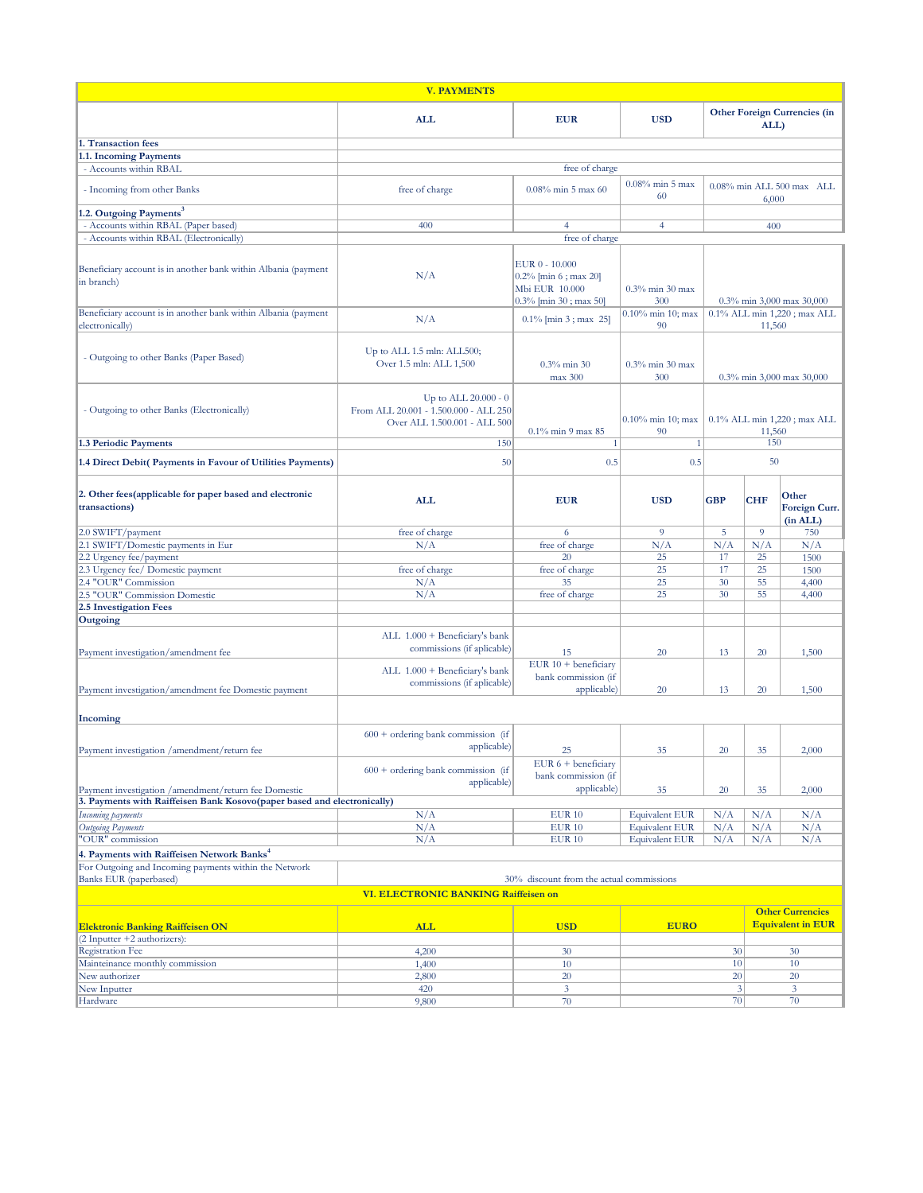| V. PAYMENTS | | | | |
|---|---|---|---|---|
| | **ALL** | **EUR** | **USD** | **Other Foreign Currencies (in ALL)** |
| **1. Transaction fees** | | | | |
| **1.1. Incoming Payments** | | | | |
| - Accounts within RBAL | | free of charge | | |
| - Incoming from other Banks | free of charge | 0.08% min 5 max 60 | 0.08% min 5 max 60 | 0.08% min ALL 500 max ALL 6,000 |
| **1.2. Outgoing Payments**[3] | | | | |
| - Accounts within RBAL (Paper based) | 400 | 4 | 4 | 400 |
| - Accounts within RBAL (Electronically) | | free of charge | | |
| Beneficiary account is in another bank within Albania (payment in branch) | N/A | EUR 0 - 10.000 0.2% [min 6 ; max 20] Mbi EUR 10.000 0.3% [min 30 ; max 50] | 0.3% min 30 max 300 | 0.3% min 3,000 max 30,000 |
| Beneficiary account is in another bank within Albania (payment electronically) | N/A | 0.1% [min 3 ; max 25] | 0.10% min 10; max 90 | 0.1% ALL min 1,220 ; max ALL 11,560 |
| - Outgoing to other Banks (Paper Based) | Up to ALL 1.5 mln: ALL500; Over 1.5 mln: ALL 1,500 | 0.3% min 30 max 300 | 0.3% min 30 max 300 | 0.3% min 3,000 max 30,000 |
| - Outgoing to other Banks (Electronically) | Up to ALL 20.000 - 0 From ALL 20.001 - 1.500.000 - ALL 250 Over ALL 1.500.001 - ALL 500 | 0.1% min 9 max 85 | 0.10% min 10; max 90 | 0.1% ALL min 1,220 ; max ALL 11,560 |
| **1.3 Periodic Payments** | 150 | 1 | 1 | 150 |
| **1.4 Direct Debit( Payments in Favour of Utilities Payments)** | 50 | 0.5 | 0.5 | 50 |

| **2. Other fees(applicable for paper based and electronic transactions)** | **ALL** | **EUR** | **USD** | **GBP** | **CHF** | **Other Foreign Curr. (in ALL)** |
|---|---|---|---|---|---|---|
| 2.0 SWIFT/payment | free of charge | 6 | 9 | 5 | 9 | 750 |
| 2.1 SWIFT/Domestic payments in Eur | N/A | free of charge | N/A | N/A | N/A | N/A |
| 2.2 Urgency fee/payment | | 20 | 25 | 17 | 25 | 1500 |
| 2.3 Urgency fee/ Domestic payment | free of charge | free of charge | 25 | 17 | 25 | 1500 |
| 2.4 "OUR" Commission | N/A | 35 | 25 | 30 | 55 | 4,400 |
| 2.5 "OUR" Commission Domestic | N/A | free of charge | 25 | 30 | 55 | 4,400 |
| **2.5 Investigation Fees** | | | | | | |
| **Outgoing** | | | | | | |
| Payment investigation/amendment fee | ALL 1.000 + Beneficiary's bank commissions (if aplicable) | 15 | 20 | 13 | 20 | 1,500 |
| Payment investigation/amendment fee Domestic payment | ALL 1.000 + Beneficiary's bank commissions (if aplicable) | EUR 10 + beneficiary bank commission (if applicable) | 20 | 13 | 20 | 1,500 |
| **Incoming** | | | | | | |
| Payment investigation /amendment/return fee | 600 + ordering bank commission (if applicable) | 25 | 35 | 20 | 35 | 2,000 |
| Payment investigation /amendment/return fee Domestic | 600 + ordering bank commission (if applicable) | EUR 6 + beneficiary bank commission (if applicable) | 35 | 20 | 35 | 2,000 |
| **3. Payments with Raiffeisen Bank Kosovo(paper based and electronically)** | | | | | | |
| *Incoming payments* | N/A | EUR 10 | Equivalent EUR | N/A | N/A | N/A |
| *Outgoing Payments* | N/A | EUR 10 | Equivalent EUR | N/A | N/A | N/A |
| "OUR" commission | N/A | EUR 10 | Equivalent EUR | N/A | N/A | N/A |
| **4. Payments with Raiffeisen Network Banks**[4] | | | | | | |
| For Outgoing and Incoming payments within the Network Banks EUR (paperbased) | | 30% discount from the actual commissions | | | | |

| VI. ELECTRONIC BANKING Raiffeisen on | | | | |
|---|---|---|---|---|
| **Elektronic Banking Raiffeisen ON** | **ALL** | **USD** | **EURO** | **Other Currencies Equivalent in EUR** |
| (2 Inputter +2 authorizers): | | | | |
| Registration Fee | 4,200 | 30 | 30 | 30 |
| Mainteinance monthly commission | 1,400 | 10 | 10 | 10 |
| New authorizer | 2,800 | 20 | 20 | 20 |
| New Inputter | 420 | 3 | 3 | 3 |
| Hardware | 9,800 | 70 | 70 | 70 |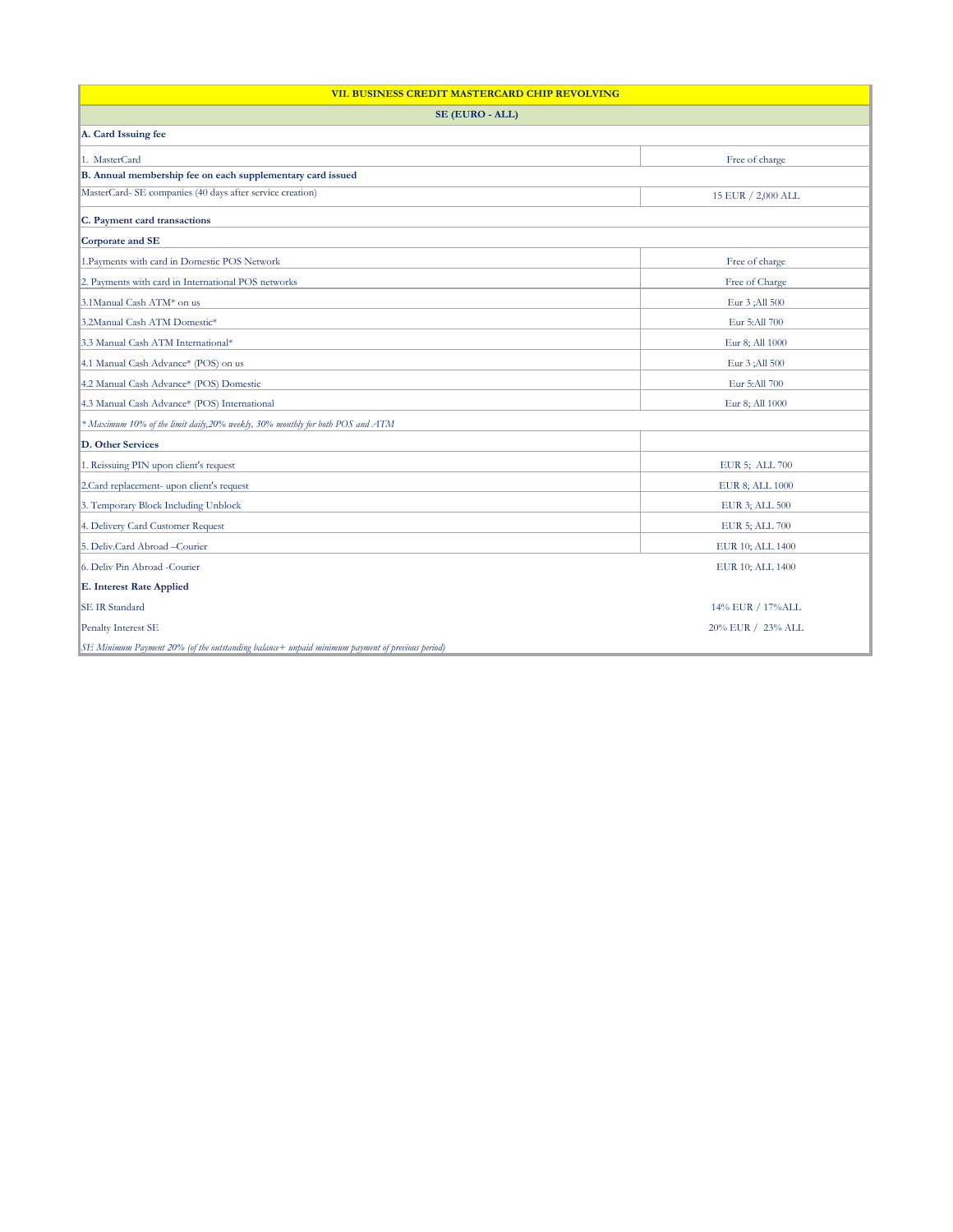| VII. BUSINESS CREDIT MASTERCARD CHIP REVOLVING | |
|---|---|
| **SE (EURO - ALL)** | |
| **A. Card Issuing fee** | |
| 1. MasterCard | Free of charge |
| **B. Annual membership fee on each supplementary card issued** | |
| MasterCard- SE companies (40 days after service creation) | 15 EUR / 2,000 ALL |
| **C. Payment card transactions** | |
| **Corporate and SE** | |
| 1.Payments with card in Domestic POS Network | Free of charge |
| 2. Payments with card in International POS networks | Free of Charge |
| 3.1Manual Cash ATM* on us | Eur 3 ;All 500 |
| 3.2Manual Cash ATM Domestic* | Eur 5:All 700 |
| 3.3 Manual Cash ATM International* | Eur 8; All 1000 |
| 4.1 Manual Cash Advance* (POS) on us | Eur 3 ;All 500 |
| 4.2 Manual Cash Advance* (POS) Domestic | Eur 5:All 700 |
| 4.3 Manual Cash Advance* (POS) International | Eur 8; All 1000 |
| *\* Maximum 10% of the limit daily,20% weekly, 30% monthly for both POS and ATM* | |
| **D. Other Services** | |
| 1. Reissuing PIN upon client's request | EUR 5; ALL 700 |
| 2.Card replacement- upon client's request | EUR 8; ALL 1000 |
| 3. Temporary Block Including Unblock | EUR 3; ALL 500 |
| 4. Delivery Card Customer Request | EUR 5; ALL 700 |
| 5. Deliv.Card Abroad –Courier | EUR 10; ALL 1400 |
| 6. Deliv Pin Abroad -Courier | EUR 10; ALL 1400 |
| **E. Interest Rate Applied** | |
| SE IR Standard | 14% EUR / 17%ALL |
| Penalty Interest SE | 20% EUR / 23% ALL |
| *SE Minimum Payment 20% (of the outstanding balance+ unpaid minimum payment of previous period)* | |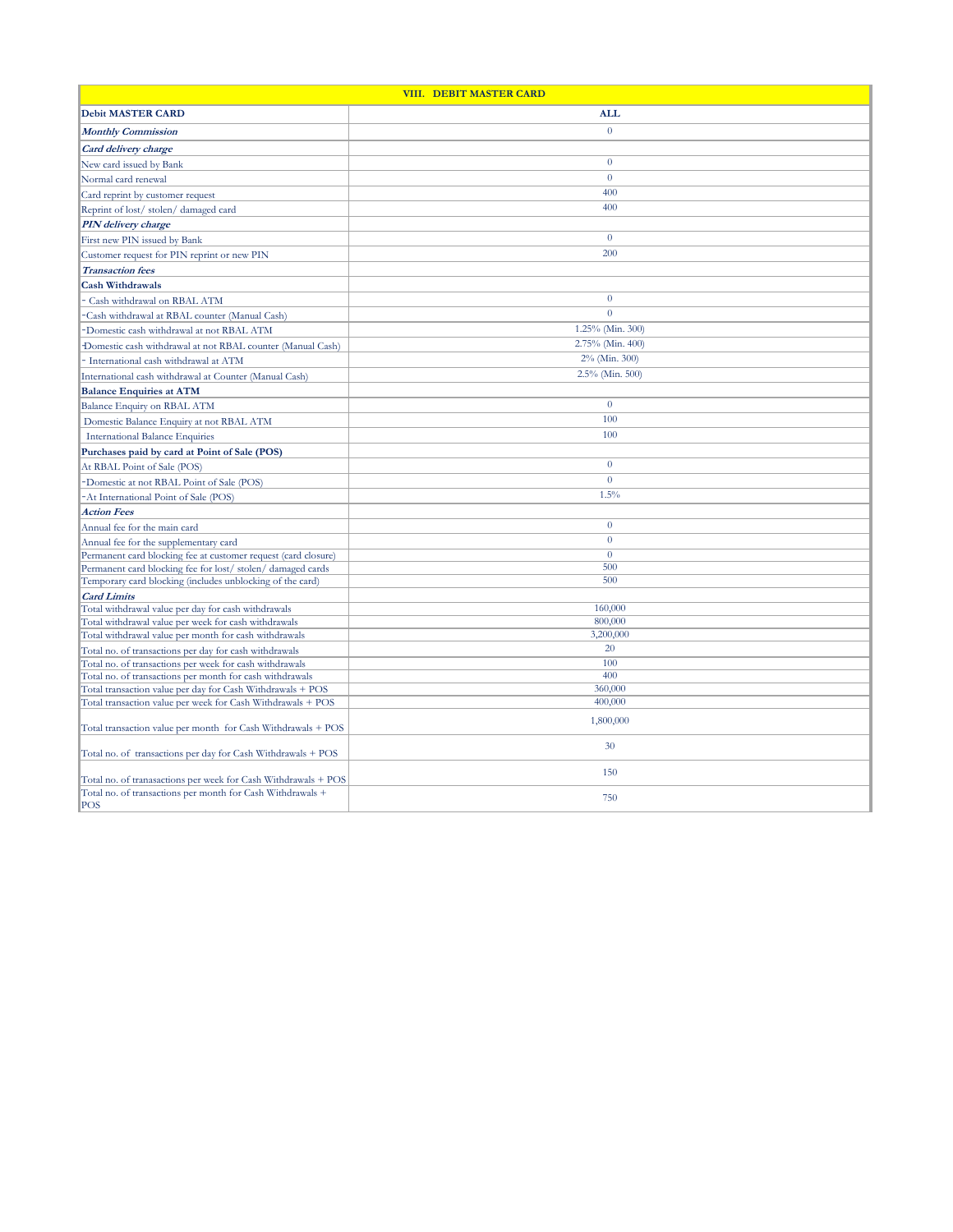| VIII. DEBIT MASTER CARD | |
|---|---|
| **Debit MASTER CARD** | **ALL** |
| ***Monthly Commission*** | 0 |
| ***Card delivery charge*** | |
| New card issued by Bank | 0 |
| Normal card renewal | 0 |
| Card reprint by customer request | 400 |
| Reprint of lost/ stolen/ damaged card | 400 |
| ***PIN delivery charge*** | |
| First new PIN issued by Bank | 0 |
| Customer request for PIN reprint or new PIN | 200 |
| ***Transaction fees*** | |
| **Cash Withdrawals** | |
| - Cash withdrawal on RBAL ATM | 0 |
| -Cash withdrawal at RBAL counter (Manual Cash) | 0 |
| -Domestic cash withdrawal at not RBAL ATM | 1.25% (Min. 300) |
| -Domestic cash withdrawal at not RBAL counter (Manual Cash) | 2.75% (Min. 400) |
| - International cash withdrawal at ATM | 2% (Min. 300) |
| International cash withdrawal at Counter (Manual Cash) | 2.5% (Min. 500) |
| **Balance Enquiries at ATM** | |
| Balance Enquiry on RBAL ATM | 0 |
| Domestic Balance Enquiry at not RBAL ATM | 100 |
| International Balance Enquiries | 100 |
| **Purchases paid by card at Point of Sale (POS)** | |
| At RBAL Point of Sale (POS) | 0 |
| -Domestic at not RBAL Point of Sale (POS) | 0 |
| -At International Point of Sale (POS) | 1.5% |
| ***Action Fees*** | |
| Annual fee for the main card | 0 |
| Annual fee for the supplementary card | 0 |
| Permanent card blocking fee at customer request (card closure) | 0 |
| Permanent card blocking fee for lost/ stolen/ damaged cards | 500 |
| Temporary card blocking (includes unblocking of the card) | 500 |
| ***Card Limits*** | |
| Total withdrawal value per day for cash withdrawals | 160,000 |
| Total withdrawal value per week for cash withdrawals | 800,000 |
| Total withdrawal value per month for cash withdrawals | 3,200,000 |
| Total no. of transactions per day for cash withdrawals | 20 |
| Total no. of transactions per week for cash withdrawals | 100 |
| Total no. of transactions per month for cash withdrawals | 400 |
| Total transaction value per day for Cash Withdrawals + POS | 360,000 |
| Total transaction value per week for Cash Withdrawals + POS | 400,000 |
| Total transaction value per month for Cash Withdrawals + POS | 1,800,000 |
| Total no. of transactions per day for Cash Withdrawals + POS | 30 |
| Total no. of tranasactions per week for Cash Withdrawals + POS | 150 |
| Total no. of transactions per month for Cash Withdrawals + POS | 750 |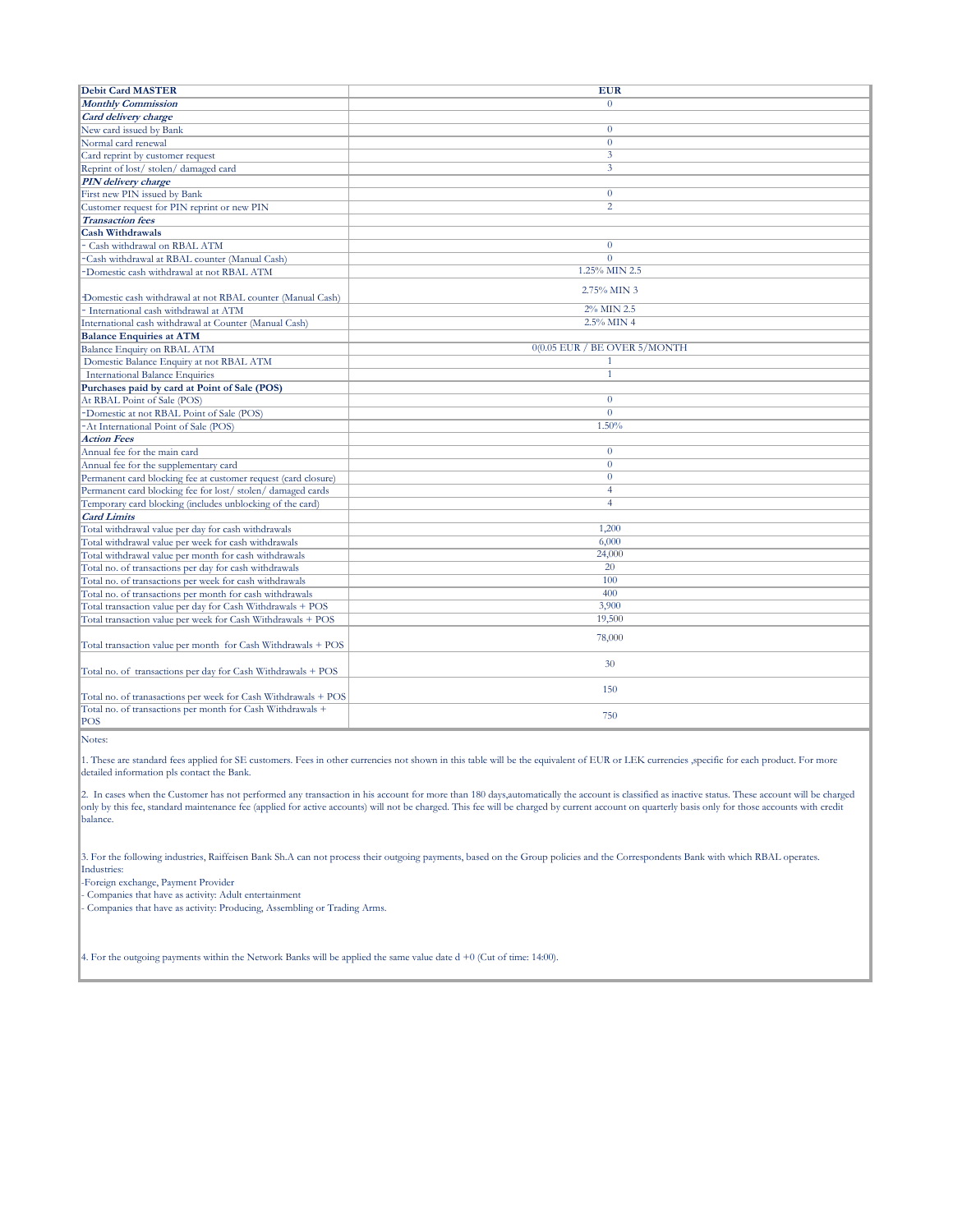| Debit Card MASTER | EUR |
|---|---|
| ***Monthly Commission*** | 0 |
| ***Card delivery charge*** | |
| New card issued by Bank | 0 |
| Normal card renewal | 0 |
| Card reprint by customer request | 3 |
| Reprint of lost/ stolen/ damaged card | 3 |
| ***PIN delivery charge*** | |
| First new PIN issued by Bank | 0 |
| Customer request for PIN reprint or new PIN | 2 |
| ***Transaction fees*** | |
| **Cash Withdrawals** | |
| - Cash withdrawal on RBAL ATM | 0 |
| -Cash withdrawal at RBAL counter (Manual Cash) | 0 |
| -Domestic cash withdrawal at not RBAL ATM | 1.25% MIN 2.5 |
| -Domestic cash withdrawal at not RBAL counter (Manual Cash) | 2.75% MIN 3 |
| - International cash withdrawal at ATM | 2% MIN 2.5 |
| International cash withdrawal at Counter (Manual Cash) | 2.5% MIN 4 |
| **Balance Enquiries at ATM** | |
| Balance Enquiry on RBAL ATM | 0(0.05 EUR / BE OVER 5/MONTH |
| Domestic Balance Enquiry at not RBAL ATM | 1 |
| International Balance Enquiries | 1 |
| **Purchases paid by card at Point of Sale (POS)** | |
| At RBAL Point of Sale (POS) | 0 |
| -Domestic at not RBAL Point of Sale (POS) | 0 |
| -At International Point of Sale (POS) | 1.50% |
| ***Action Fees*** | |
| Annual fee for the main card | 0 |
| Annual fee for the supplementary card | 0 |
| Permanent card blocking fee at customer request (card closure) | 0 |
| Permanent card blocking fee for lost/ stolen/ damaged cards | 4 |
| Temporary card blocking (includes unblocking of the card) | 4 |
| ***Card Limits*** | |
| Total withdrawal value per day for cash withdrawals | 1,200 |
| Total withdrawal value per week for cash withdrawals | 6,000 |
| Total withdrawal value per month for cash withdrawals | 24,000 |
| Total no. of transactions per day for cash withdrawals | 20 |
| Total no. of transactions per week for cash withdrawals | 100 |
| Total no. of transactions per month for cash withdrawals | 400 |
| Total transaction value per day for Cash Withdrawals + POS | 3,900 |
| Total transaction value per week for Cash Withdrawals + POS | 19,500 |
| Total transaction value per month for Cash Withdrawals + POS | 78,000 |
| Total no. of transactions per day for Cash Withdrawals + POS | 30 |
| Total no. of tranasactions per week for Cash Withdrawals + POS | 150 |
| Total no. of transactions per month for Cash Withdrawals + POS | 750 |

Notes:

1. These are standard fees applied for SE customers. Fees in other currencies not shown in this table will be the equivalent of EUR or LEK currencies ,specific for each product. For more detailed information pls contact the Bank.

2. In cases when the Customer has not performed any transaction in his account for more than 180 days,automatically the account is classified as inactive status. These account will be charged only by this fee, standard maintenance fee (applied for active accounts) will not be charged. This fee will be charged by current account on quarterly basis only for those accounts with credit balance.

3. For the following industries, Raiffeisen Bank Sh.A can not process their outgoing payments, based on the Group policies and the Correspondents Bank with which RBAL operates.
Industries:
-Foreign exchange, Payment Provider
- Companies that have as activity: Adult entertainment
- Companies that have as activity: Producing, Assembling or Trading Arms.

4. For the outgoing payments within the Network Banks will be applied the same value date d +0 (Cut of time: 14:00).